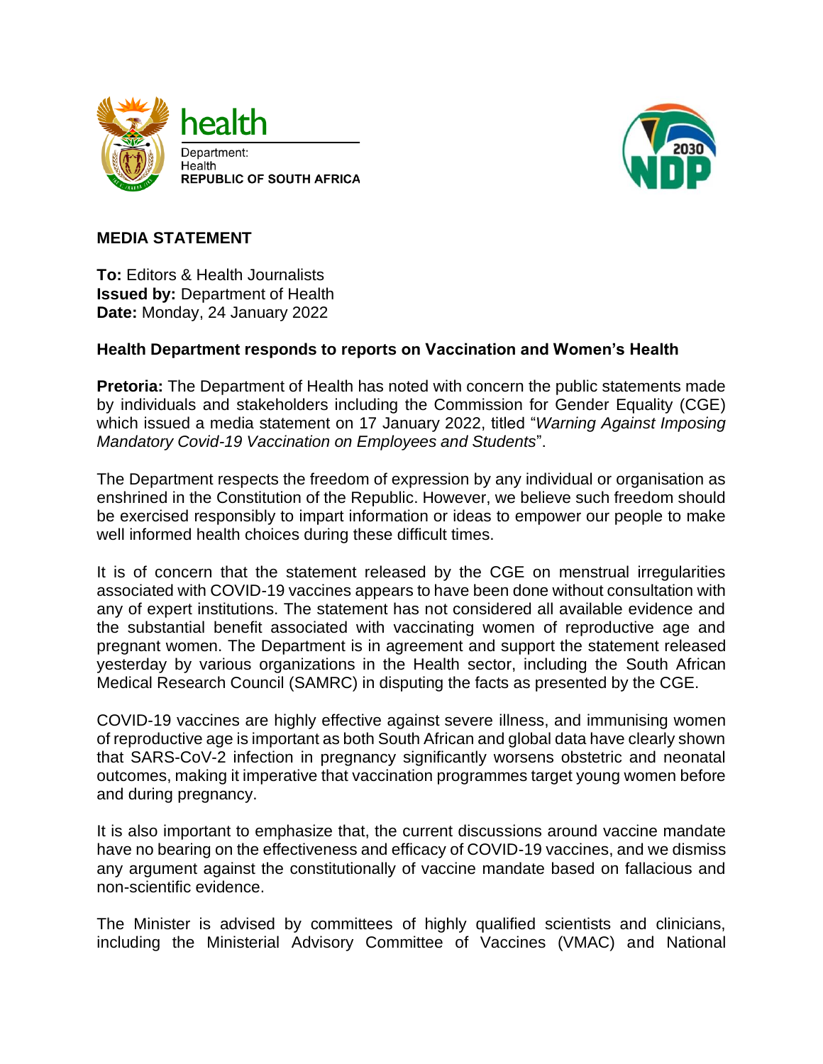health

Department:
Health
**REPUBLIC OF SOUTH AFRICA**

## MEDIA STATEMENT

**To:** Editors & Health Journalists
**Issued by:** Department of Health
**Date:** Monday, 24 January 2022

### Health Department responds to reports on Vaccination and Women's Health

**Pretoria:** The Department of Health has noted with concern the public statements made by individuals and stakeholders including the Commission for Gender Equality (CGE) which issued a media statement on 17 January 2022, titled "*Warning Against Imposing Mandatory Covid-19 Vaccination on Employees and Students*".

The Department respects the freedom of expression by any individual or organisation as enshrined in the Constitution of the Republic. However, we believe such freedom should be exercised responsibly to impart information or ideas to empower our people to make well informed health choices during these difficult times.

It is of concern that the statement released by the CGE on menstrual irregularities associated with COVID-19 vaccines appears to have been done without consultation with any of expert institutions. The statement has not considered all available evidence and the substantial benefit associated with vaccinating women of reproductive age and pregnant women. The Department is in agreement and support the statement released yesterday by various organizations in the Health sector, including the South African Medical Research Council (SAMRC) in disputing the facts as presented by the CGE.

COVID-19 vaccines are highly effective against severe illness, and immunising women of reproductive age is important as both South African and global data have clearly shown that SARS-CoV-2 infection in pregnancy significantly worsens obstetric and neonatal outcomes, making it imperative that vaccination programmes target young women before and during pregnancy.

It is also important to emphasize that, the current discussions around vaccine mandate have no bearing on the effectiveness and efficacy of COVID-19 vaccines, and we dismiss any argument against the constitutionally of vaccine mandate based on fallacious and non-scientific evidence.

The Minister is advised by committees of highly qualified scientists and clinicians, including the Ministerial Advisory Committee of Vaccines (VMAC) and National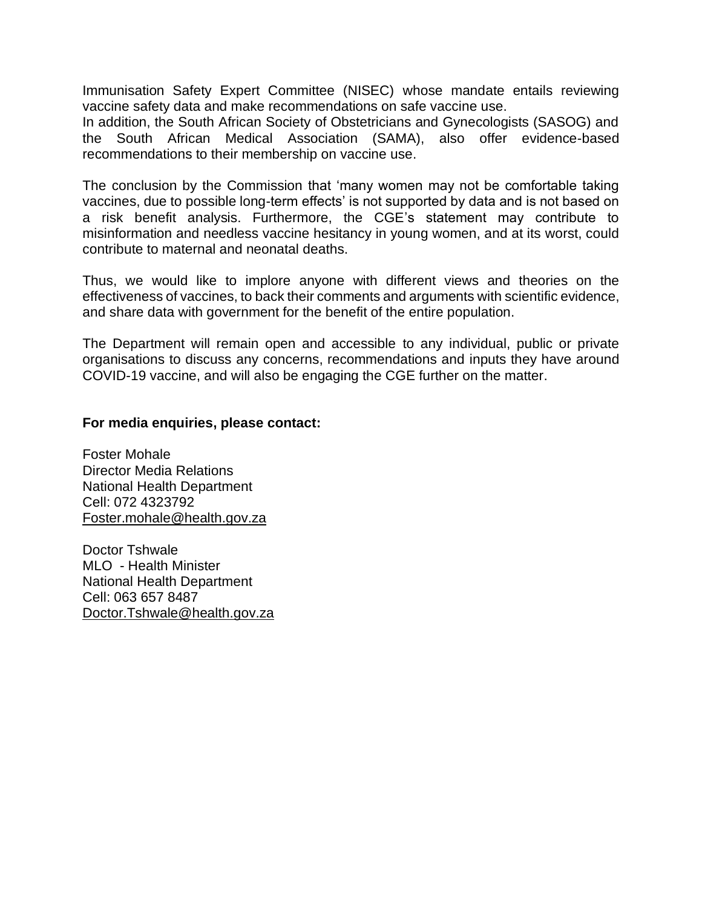Immunisation Safety Expert Committee (NISEC) whose mandate entails reviewing vaccine safety data and make recommendations on safe vaccine use.
In addition, the South African Society of Obstetricians and Gynecologists (SASOG) and the South African Medical Association (SAMA), also offer evidence-based recommendations to their membership on vaccine use.

The conclusion by the Commission that 'many women may not be comfortable taking vaccines, due to possible long-term effects' is not supported by data and is not based on a risk benefit analysis. Furthermore, the CGE's statement may contribute to misinformation and needless vaccine hesitancy in young women, and at its worst, could contribute to maternal and neonatal deaths.

Thus, we would like to implore anyone with different views and theories on the effectiveness of vaccines, to back their comments and arguments with scientific evidence, and share data with government for the benefit of the entire population.

The Department will remain open and accessible to any individual, public or private organisations to discuss any concerns, recommendations and inputs they have around COVID-19 vaccine, and will also be engaging the CGE further on the matter.

**For media enquiries, please contact:**

Foster Mohale
Director Media Relations
National Health Department
Cell: 072 4323792
Foster.mohale@health.gov.za

Doctor Tshwale
MLO - Health Minister
National Health Department
Cell: 063 657 8487
Doctor.Tshwale@health.gov.za